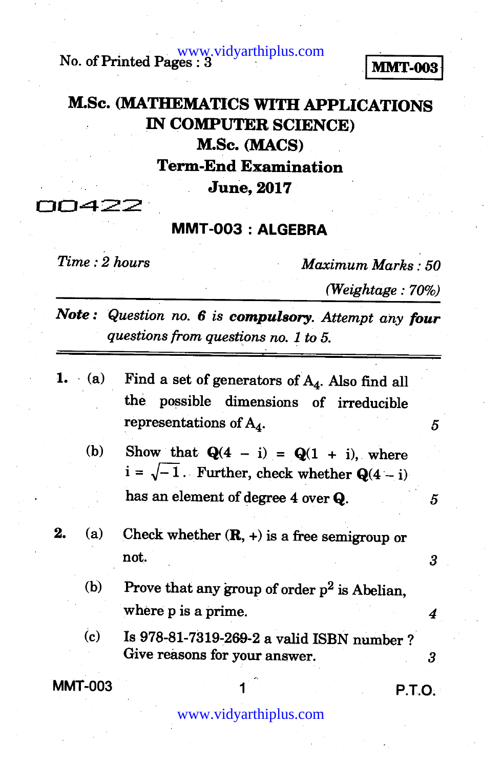No. of Printed Pages : 3

**MMT-003**

# M.Sc. (MATHEMATICS WITH APPLICATIONS IN COMPUTER SCIENCE)

## M.Sc. (MACS)

## Term-End Examination

## June, 2017

00422

## MMT-003 : ALGEBRA

*Time : 2 hours* *Maximum Marks : 50*

*(Weightage : 70%)*

***Note :** Question no. **6** is **compulsory**. Attempt any **four** questions from questions no. 1 to 5.*

---

**1.** (a) Find a set of generators of $A_4$. Also find all the possible dimensions of irreducible representations of $A_4$. *5*

(b) Show that $\mathbf{Q}(4 - i) = \mathbf{Q}(1 + i)$, where $i = \sqrt{-1}$. Further, check whether $\mathbf{Q}(4 - i)$ has an element of degree 4 over $\mathbf{Q}$. *5*

**2.** (a) Check whether $(\mathbf{R}, +)$ is a free semigroup or not. *3*

(b) Prove that any group of order $p^2$ is Abelian, where p is a prime. *4*

(c) Is 978-81-7319-269-2 a valid ISBN number ? Give reasons for your answer. *3*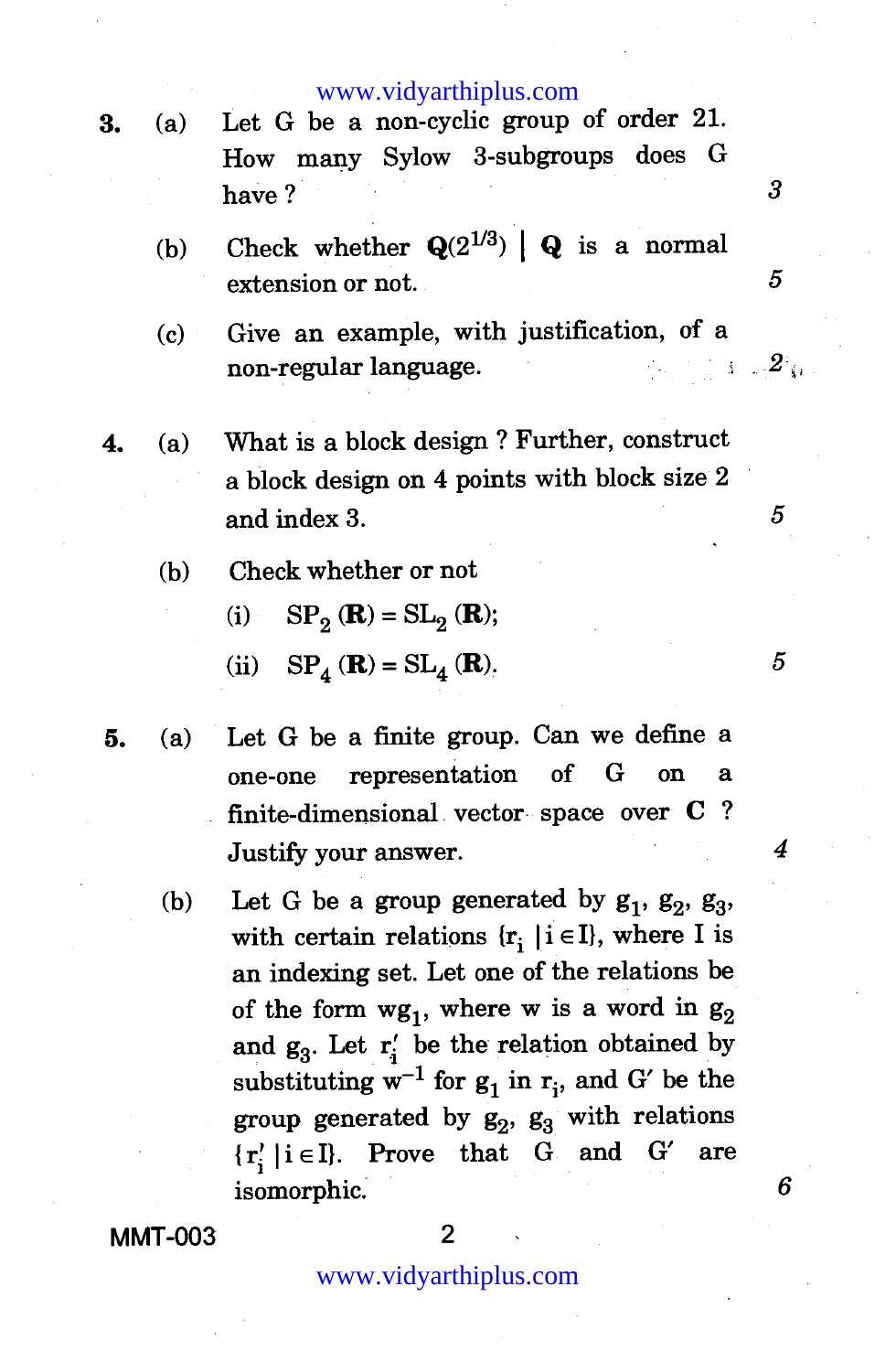3. (a) Let G be a non-cyclic group of order 21. How many Sylow 3-subgroups does G have ? *3*

   (b) Check whether $\mathbf{Q}(2^{1/3}) \mid \mathbf{Q}$ is a normal extension or not. *5*

   (c) Give an example, with justification, of a non-regular language. *2*

4. (a) What is a block design ? Further, construct a block design on 4 points with block size 2 and index 3. *5*

   (b) Check whether or not

   (i) $SP_2(\mathbf{R}) = SL_2(\mathbf{R})$;

   (ii) $SP_4(\mathbf{R}) = SL_4(\mathbf{R})$. *5*

5. (a) Let G be a finite group. Can we define a one-one representation of G on a finite-dimensional vector space over $\mathbf{C}$ ? Justify your answer. *4*

   (b) Let G be a group generated by $g_1$, $g_2$, $g_3$, with certain relations $\{r_i \mid i \in I\}$, where I is an indexing set. Let one of the relations be of the form $wg_1$, where w is a word in $g_2$ and $g_3$. Let $r_i'$ be the relation obtained by substituting $w^{-1}$ for $g_1$ in $r_i$, and $G'$ be the group generated by $g_2$, $g_3$ with relations $\{r_i' \mid i \in I\}$. Prove that G and $G'$ are isomorphic. *6*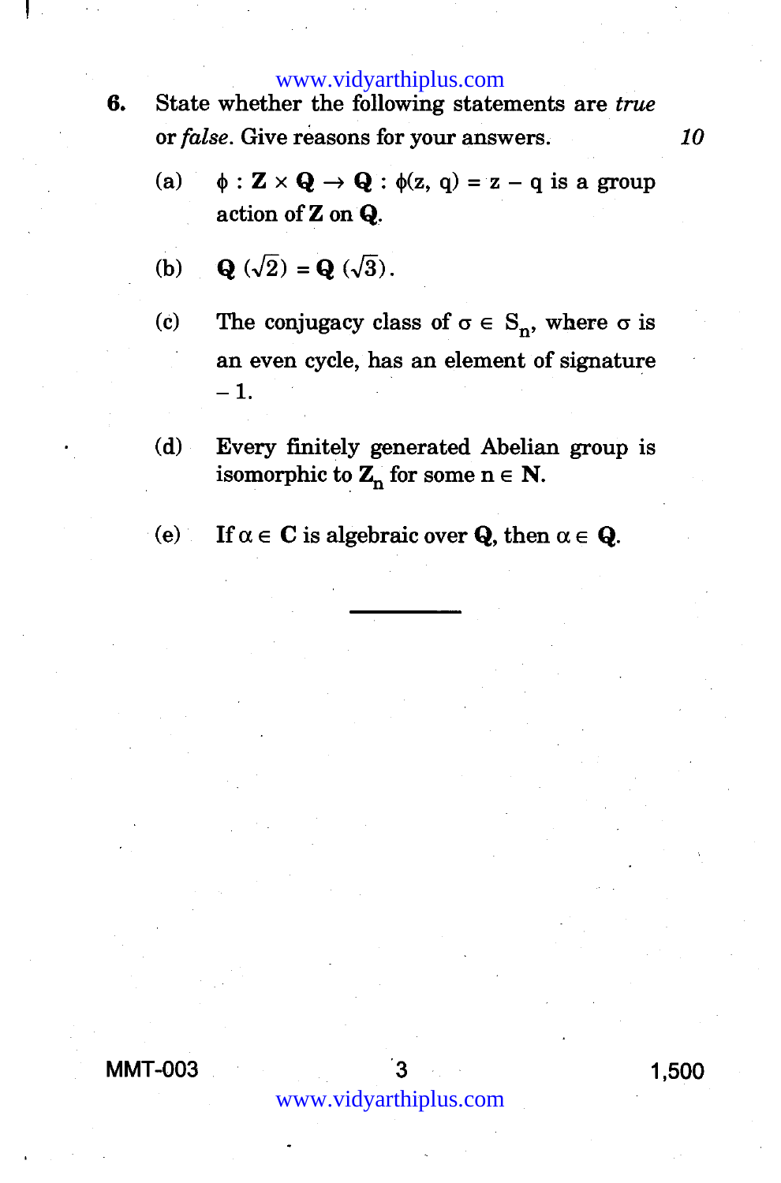6. State whether the following statements are *true* or *false*. Give reasons for your answers. *10*

   (a) $\phi : \mathbf{Z} \times \mathbf{Q} \to \mathbf{Q} : \phi(z, q) = z - q$ is a group action of $\mathbf{Z}$ on $\mathbf{Q}$.

   (b) $\mathbf{Q}(\sqrt{2}) = \mathbf{Q}(\sqrt{3})$.

   (c) The conjugacy class of $\sigma \in S_n$, where $\sigma$ is an even cycle, has an element of signature $-1$.

   (d) Every finitely generated Abelian group is isomorphic to $\mathbf{Z}_n$ for some $n \in \mathbf{N}$.

   (e) If $\alpha \in \mathbf{C}$ is algebraic over $\mathbf{Q}$, then $\alpha \in \mathbf{Q}$.